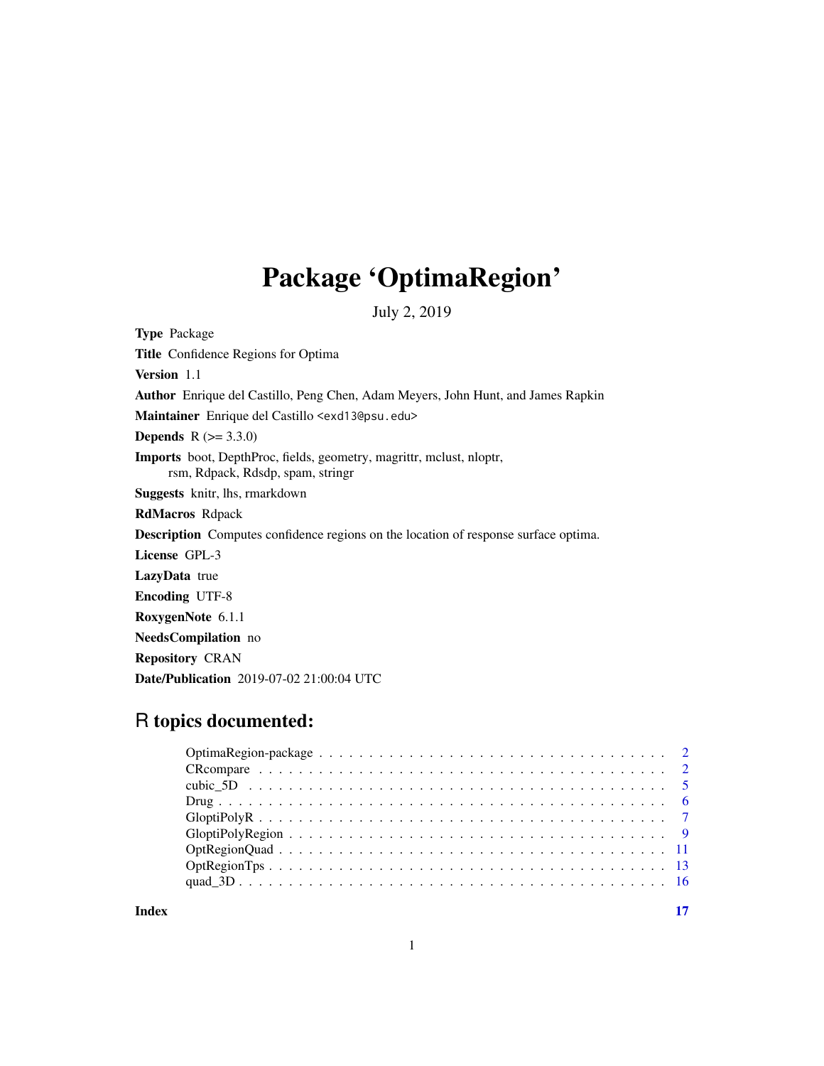# Package 'OptimaRegion'

July 2, 2019

**Type** Package

**Title** Confidence Regions for Optima

**Version** 1.1

**Author** Enrique del Castillo, Peng Chen, Adam Meyers, John Hunt, and James Rapkin

**Maintainer** Enrique del Castillo <exd13@psu.edu>

**Depends** R (>= 3.3.0)

**Imports** boot, DepthProc, fields, geometry, magrittr, mclust, nloptr, rsm, Rdpack, Rdsdp, spam, stringr

**Suggests** knitr, lhs, rmarkdown

**RdMacros** Rdpack

**Description** Computes confidence regions on the location of response surface optima.

**License** GPL-3

**LazyData** true

**Encoding** UTF-8

**RoxygenNote** 6.1.1

**NeedsCompilation** no

**Repository** CRAN

**Date/Publication** 2019-07-02 21:00:04 UTC

## R topics documented:

- OptimaRegion-package . . . . . . . . . . . . . . . . . . . . . . . . . . . . . . . . . 2
- CRcompare . . . . . . . . . . . . . . . . . . . . . . . . . . . . . . . . . . . . . . 2
- cubic_5D . . . . . . . . . . . . . . . . . . . . . . . . . . . . . . . . . . . . . . . 5
- Drug . . . . . . . . . . . . . . . . . . . . . . . . . . . . . . . . . . . . . . . . . 6
- GloptiPolyR . . . . . . . . . . . . . . . . . . . . . . . . . . . . . . . . . . . . . 7
- GloptiPolyRegion . . . . . . . . . . . . . . . . . . . . . . . . . . . . . . . . . . 9
- OptRegionQuad . . . . . . . . . . . . . . . . . . . . . . . . . . . . . . . . . . . 11
- OptRegionTps . . . . . . . . . . . . . . . . . . . . . . . . . . . . . . . . . . . . 13
- quad_3D . . . . . . . . . . . . . . . . . . . . . . . . . . . . . . . . . . . . . . . 16

**Index** 17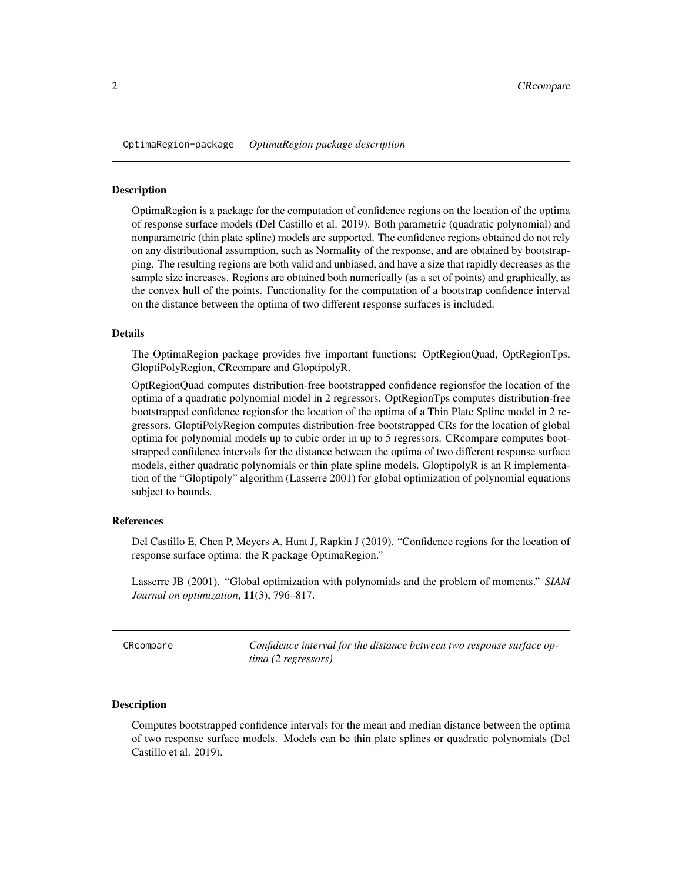## OptimaRegion-package *OptimaRegion package description*

### Description

OptimaRegion is a package for the computation of confidence regions on the location of the optima of response surface models (Del Castillo et al. 2019). Both parametric (quadratic polynomial) and nonparametric (thin plate spline) models are supported. The confidence regions obtained do not rely on any distributional assumption, such as Normality of the response, and are obtained by bootstrapping. The resulting regions are both valid and unbiased, and have a size that rapidly decreases as the sample size increases. Regions are obtained both numerically (as a set of points) and graphically, as the convex hull of the points. Functionality for the computation of a bootstrap confidence interval on the distance between the optima of two different response surfaces is included.

### Details

The OptimaRegion package provides five important functions: OptRegionQuad, OptRegionTps, GloptiPolyRegion, CRcompare and GloptipolyR.

OptRegionQuad computes distribution-free bootstrapped confidence regionsfor the location of the optima of a quadratic polynomial model in 2 regressors. OptRegionTps computes distribution-free bootstrapped confidence regionsfor the location of the optima of a Thin Plate Spline model in 2 regressors. GloptiPolyRegion computes distribution-free bootstrapped CRs for the location of global optima for polynomial models up to cubic order in up to 5 regressors. CRcompare computes bootstrapped confidence intervals for the distance between the optima of two different response surface models, either quadratic polynomials or thin plate spline models. GloptipolyR is an R implementation of the "Gloptipoly" algorithm (Lasserre 2001) for global optimization of polynomial equations subject to bounds.

### References

Del Castillo E, Chen P, Meyers A, Hunt J, Rapkin J (2019). "Confidence regions for the location of response surface optima: the R package OptimaRegion."

Lasserre JB (2001). "Global optimization with polynomials and the problem of moments." *SIAM Journal on optimization*, **11**(3), 796–817.

## CRcompare *Confidence interval for the distance between two response surface optima (2 regressors)*

### Description

Computes bootstrapped confidence intervals for the mean and median distance between the optima of two response surface models. Models can be thin plate splines or quadratic polynomials (Del Castillo et al. 2019).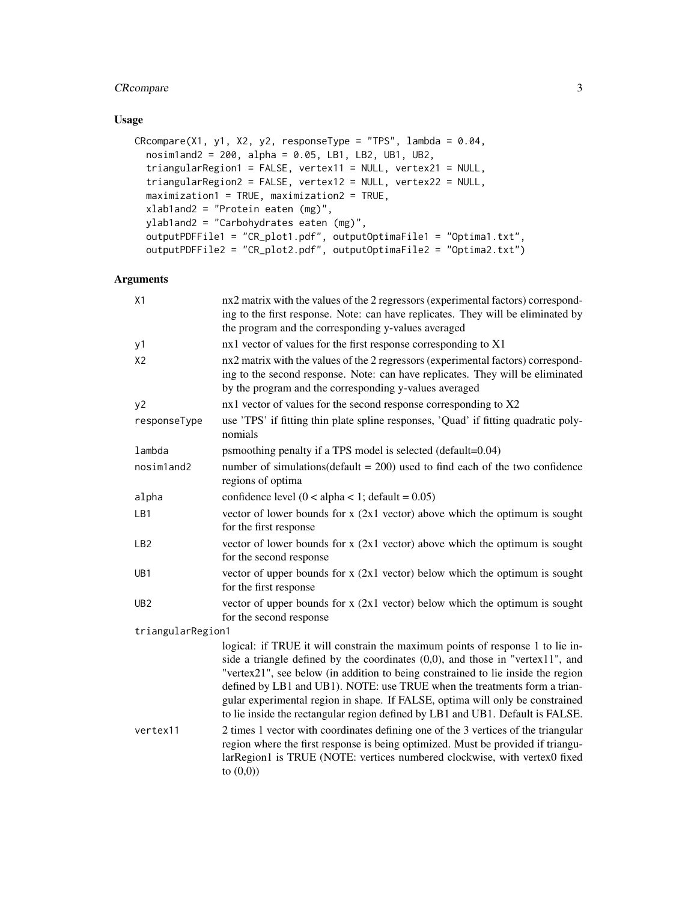## Usage

```
CRcompare(X1, y1, X2, y2, responseType = "TPS", lambda = 0.04,
  nosim1and2 = 200, alpha = 0.05, LB1, LB2, UB1, UB2,
  triangularRegion1 = FALSE, vertex11 = NULL, vertex21 = NULL,
  triangularRegion2 = FALSE, vertex12 = NULL, vertex22 = NULL,
  maximization1 = TRUE, maximization2 = TRUE,
  xlab1and2 = "Protein eaten (mg)",
  ylab1and2 = "Carbohydrates eaten (mg)",
  outputPDFFile1 = "CR_plot1.pdf", outputOptimaFile1 = "Optima1.txt",
  outputPDFFile2 = "CR_plot2.pdf", outputOptimaFile2 = "Optima2.txt")
```

## Arguments

| Argument | Description |
|---|---|
| X1 | nx2 matrix with the values of the 2 regressors (experimental factors) corresponding to the first response. Note: can have replicates. They will be eliminated by the program and the corresponding y-values averaged |
| y1 | nx1 vector of values for the first response corresponding to X1 |
| X2 | nx2 matrix with the values of the 2 regressors (experimental factors) corresponding to the second response. Note: can have replicates. They will be eliminated by the program and the corresponding y-values averaged |
| y2 | nx1 vector of values for the second response corresponding to X2 |
| responseType | use 'TPS' if fitting thin plate spline responses, 'Quad' if fitting quadratic polynomials |
| lambda | psmoothing penalty if a TPS model is selected (default=0.04) |
| nosim1and2 | number of simulations(default = 200) used to find each of the two confidence regions of optima |
| alpha | confidence level (0 < alpha < 1; default = 0.05) |
| LB1 | vector of lower bounds for x (2x1 vector) above which the optimum is sought for the first response |
| LB2 | vector of lower bounds for x (2x1 vector) above which the optimum is sought for the second response |
| UB1 | vector of upper bounds for x (2x1 vector) below which the optimum is sought for the first response |
| UB2 | vector of upper bounds for x (2x1 vector) below which the optimum is sought for the second response |
| triangularRegion1 | logical: if TRUE it will constrain the maximum points of response 1 to lie inside a triangle defined by the coordinates (0,0), and those in "vertex11", and "vertex21", see below (in addition to being constrained to lie inside the region defined by LB1 and UB1). NOTE: use TRUE when the treatments form a triangular experimental region in shape. If FALSE, optima will only be constrained to lie inside the rectangular region defined by LB1 and UB1. Default is FALSE. |
| vertex11 | 2 times 1 vector with coordinates defining one of the 3 vertices of the triangular region where the first response is being optimized. Must be provided if triangularRegion1 is TRUE (NOTE: vertices numbered clockwise, with vertex0 fixed to (0,0)) |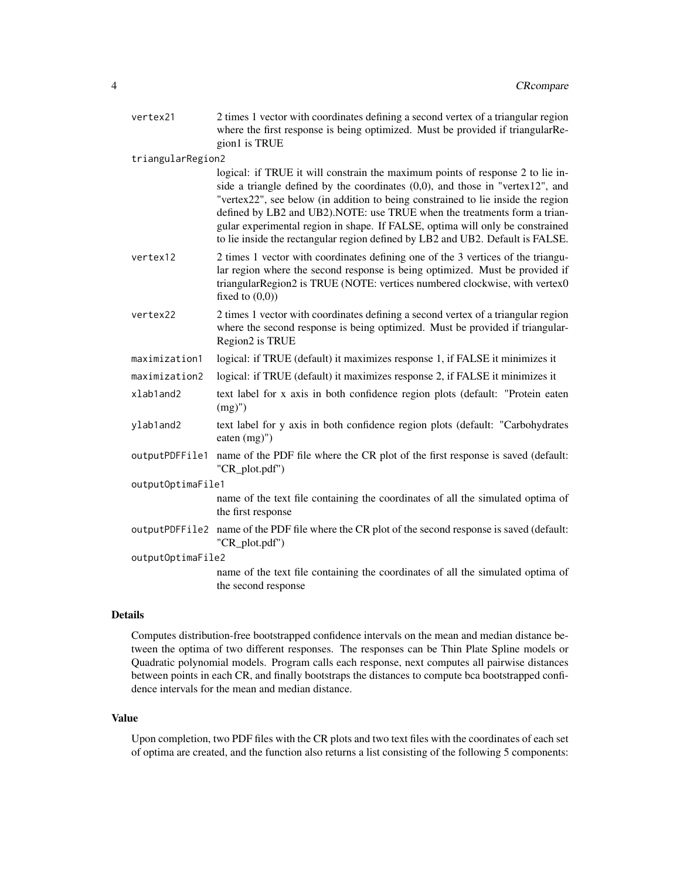| | |
|---|---|
| `vertex21` | 2 times 1 vector with coordinates defining a second vertex of a triangular region where the first response is being optimized. Must be provided if triangularRegion1 is TRUE |
| `triangularRegion2` | logical: if TRUE it will constrain the maximum points of response 2 to lie inside a triangle defined by the coordinates (0,0), and those in "vertex12", and "vertex22", see below (in addition to being constrained to lie inside the region defined by LB2 and UB2).NOTE: use TRUE when the treatments form a triangular experimental region in shape. If FALSE, optima will only be constrained to lie inside the rectangular region defined by LB2 and UB2. Default is FALSE. |
| `vertex12` | 2 times 1 vector with coordinates defining one of the 3 vertices of the triangular region where the second response is being optimized. Must be provided if triangularRegion2 is TRUE (NOTE: vertices numbered clockwise, with vertex0 fixed to (0,0)) |
| `vertex22` | 2 times 1 vector with coordinates defining a second vertex of a triangular region where the second response is being optimized. Must be provided if triangularRegion2 is TRUE |
| `maximization1` | logical: if TRUE (default) it maximizes response 1, if FALSE it minimizes it |
| `maximization2` | logical: if TRUE (default) it maximizes response 2, if FALSE it minimizes it |
| `xlab1and2` | text label for x axis in both confidence region plots (default: "Protein eaten (mg)") |
| `ylab1and2` | text label for y axis in both confidence region plots (default: "Carbohydrates eaten (mg)") |
| `outputPDFFile1` | name of the PDF file where the CR plot of the first response is saved (default: "CR_plot.pdf") |
| `outputOptimaFile1` | name of the text file containing the coordinates of all the simulated optima of the first response |
| `outputPDFFile2` | name of the PDF file where the CR plot of the second response is saved (default: "CR_plot.pdf") |
| `outputOptimaFile2` | name of the text file containing the coordinates of all the simulated optima of the second response |

## Details

Computes distribution-free bootstrapped confidence intervals on the mean and median distance between the optima of two different responses. The responses can be Thin Plate Spline models or Quadratic polynomial models. Program calls each response, next computes all pairwise distances between points in each CR, and finally bootstraps the distances to compute bca bootstrapped confidence intervals for the mean and median distance.

## Value

Upon completion, two PDF files with the CR plots and two text files with the coordinates of each set of optima are created, and the function also returns a list consisting of the following 5 components: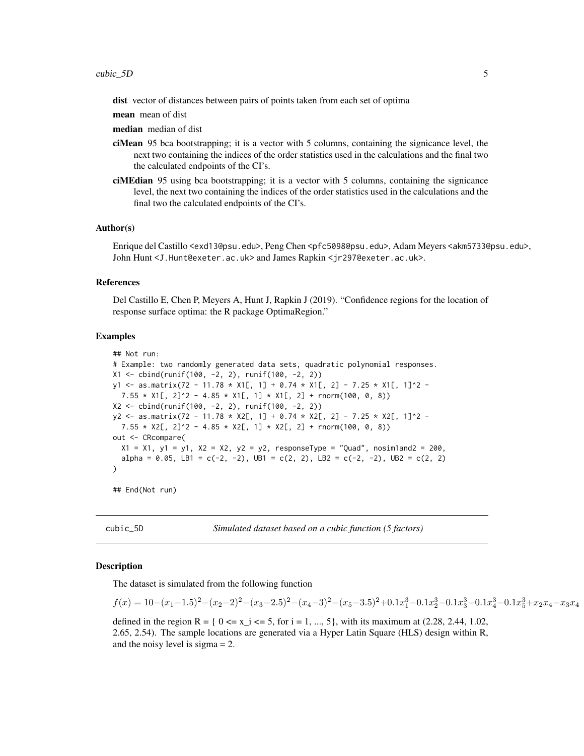**dist** vector of distances between pairs of points taken from each set of optima

**mean** mean of dist

**median** median of dist

**ciMean** 95 bca bootstrapping; it is a vector with 5 columns, containing the signicance level, the next two containing the indices of the order statistics used in the calculations and the final two the calculated endpoints of the CI's.

**ciMEdian** 95 using bca bootstrapping; it is a vector with 5 columns, containing the signicance level, the next two containing the indices of the order statistics used in the calculations and the final two the calculated endpoints of the CI's.

### Author(s)

Enrique del Castillo <exd13@psu.edu>, Peng Chen <pfc5098@psu.edu>, Adam Meyers <akm5733@psu.edu>, John Hunt <J.Hunt@exeter.ac.uk> and James Rapkin <jr297@exeter.ac.uk>.

### References

Del Castillo E, Chen P, Meyers A, Hunt J, Rapkin J (2019). "Confidence regions for the location of response surface optima: the R package OptimaRegion."

### Examples

```
## Not run:
# Example: two randomly generated data sets, quadratic polynomial responses.
X1 <- cbind(runif(100, -2, 2), runif(100, -2, 2))
y1 <- as.matrix(72 - 11.78 * X1[, 1] + 0.74 * X1[, 2] - 7.25 * X1[, 1]^2 -
  7.55 * X1[, 2]^2 - 4.85 * X1[, 1] * X1[, 2] + rnorm(100, 0, 8))
X2 <- cbind(runif(100, -2, 2), runif(100, -2, 2))
y2 <- as.matrix(72 - 11.78 * X2[, 1] + 0.74 * X2[, 2] - 7.25 * X2[, 1]^2 -
  7.55 * X2[, 2]^2 - 4.85 * X2[, 1] * X2[, 2] + rnorm(100, 0, 8))
out <- CRcompare(
  X1 = X1, y1 = y1, X2 = X2, y2 = y2, responseType = "Quad", nosim1and2 = 200,
  alpha = 0.05, LB1 = c(-2, -2), UB1 = c(2, 2), LB2 = c(-2, -2), UB2 = c(2, 2)
)

## End(Not run)
```

## cubic_5D — *Simulated dataset based on a cubic function (5 factors)*

### Description

The dataset is simulated from the following function

$$f(x) = 10 - (x_1 - 1.5)^2 - (x_2 - 2)^2 - (x_3 - 2.5)^2 - (x_4 - 3)^2 - (x_5 - 3.5)^2 + 0.1x_1^3 - 0.1x_2^3 - 0.1x_3^3 - 0.1x_4^3 - 0.1x_5^3 + x_2x_4 - x_3x_4$$

defined in the region R = { 0 <= x_i <= 5, for i = 1, ..., 5}, with its maximum at (2.28, 2.44, 1.02, 2.65, 2.54). The sample locations are generated via a Hyper Latin Square (HLS) design within R, and the noisy level is sigma = 2.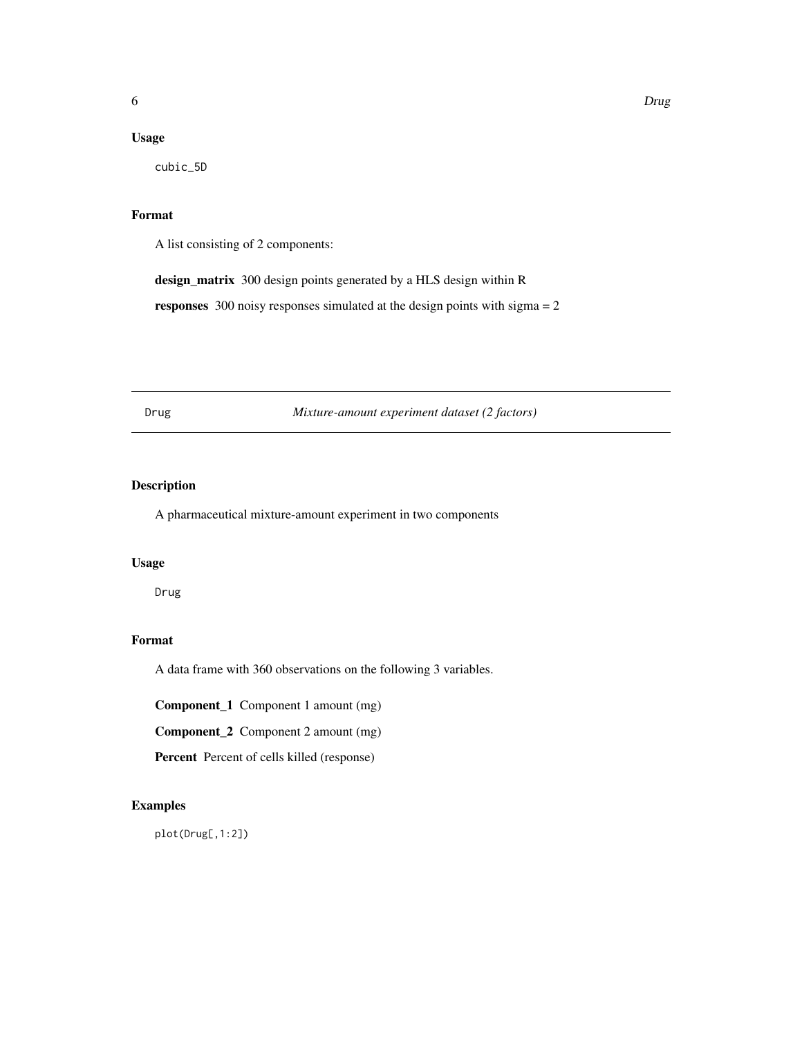## Usage

```
cubic_5D
```

## Format

A list consisting of 2 components:

**design_matrix** 300 design points generated by a HLS design within R

**responses** 300 noisy responses simulated at the design points with sigma = 2

---

# Drug *Mixture-amount experiment dataset (2 factors)*

---

## Description

A pharmaceutical mixture-amount experiment in two components

## Usage

```
Drug
```

## Format

A data frame with 360 observations on the following 3 variables.

**Component_1** Component 1 amount (mg)

**Component_2** Component 2 amount (mg)

**Percent** Percent of cells killed (response)

## Examples

```
plot(Drug[,1:2])
```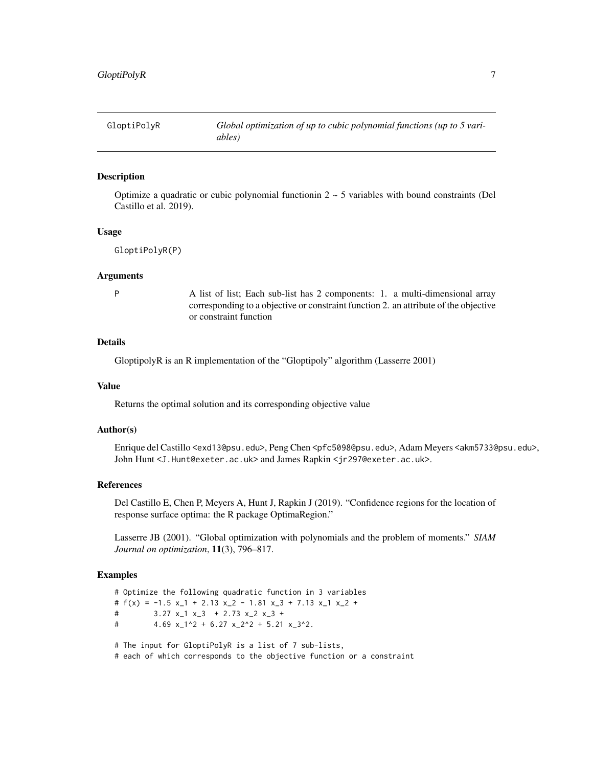GloptiPolyR — *Global optimization of up to cubic polynomial functions (up to 5 variables)*

## Description

Optimize a quadratic or cubic polynomial functionin 2 ~ 5 variables with bound constraints (Del Castillo et al. 2019).

## Usage

```
GloptiPolyR(P)
```

## Arguments

| | |
|---|---|
| P | A list of list; Each sub-list has 2 components: 1. a multi-dimensional array corresponding to a objective or constraint function 2. an attribute of the objective or constraint function |

## Details

GloptipolyR is an R implementation of the "Gloptipoly" algorithm (Lasserre 2001)

## Value

Returns the optimal solution and its corresponding objective value

## Author(s)

Enrique del Castillo <exd13@psu.edu>, Peng Chen <pfc5098@psu.edu>, Adam Meyers <akm5733@psu.edu>, John Hunt <J.Hunt@exeter.ac.uk> and James Rapkin <jr297@exeter.ac.uk>.

## References

Del Castillo E, Chen P, Meyers A, Hunt J, Rapkin J (2019). "Confidence regions for the location of response surface optima: the R package OptimaRegion."

Lasserre JB (2001). "Global optimization with polynomials and the problem of moments." *SIAM Journal on optimization*, **11**(3), 796–817.

## Examples

```
# Optimize the following quadratic function in 3 variables
# f(x) = -1.5 x_1 + 2.13 x_2 - 1.81 x_3 + 7.13 x_1 x_2 +
#        3.27 x_1 x_3  + 2.73 x_2 x_3 +
#        4.69 x_1^2 + 6.27 x_2^2 + 5.21 x_3^2.

# The input for GloptiPolyR is a list of 7 sub-lists,
# each of which corresponds to the objective function or a constraint
```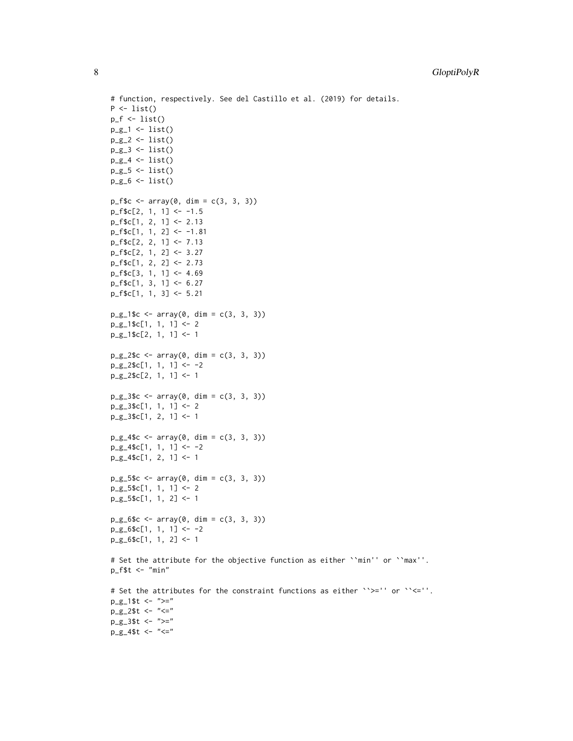```
# function, respectively. See del Castillo et al. (2019) for details.
P <- list()
p_f <- list()
p_g_1 <- list()
p_g_2 <- list()
p_g_3 <- list()
p_g_4 <- list()
p_g_5 <- list()
p_g_6 <- list()

p_f$c <- array(0, dim = c(3, 3, 3))
p_f$c[2, 1, 1] <- -1.5
p_f$c[1, 2, 1] <- 2.13
p_f$c[1, 1, 2] <- -1.81
p_f$c[2, 2, 1] <- 7.13
p_f$c[2, 1, 2] <- 3.27
p_f$c[1, 2, 2] <- 2.73
p_f$c[3, 1, 1] <- 4.69
p_f$c[1, 3, 1] <- 6.27
p_f$c[1, 1, 3] <- 5.21

p_g_1$c <- array(0, dim = c(3, 3, 3))
p_g_1$c[1, 1, 1] <- 2
p_g_1$c[2, 1, 1] <- 1

p_g_2$c <- array(0, dim = c(3, 3, 3))
p_g_2$c[1, 1, 1] <- -2
p_g_2$c[2, 1, 1] <- 1

p_g_3$c <- array(0, dim = c(3, 3, 3))
p_g_3$c[1, 1, 1] <- 2
p_g_3$c[1, 2, 1] <- 1

p_g_4$c <- array(0, dim = c(3, 3, 3))
p_g_4$c[1, 1, 1] <- -2
p_g_4$c[1, 2, 1] <- 1

p_g_5$c <- array(0, dim = c(3, 3, 3))
p_g_5$c[1, 1, 1] <- 2
p_g_5$c[1, 1, 2] <- 1

p_g_6$c <- array(0, dim = c(3, 3, 3))
p_g_6$c[1, 1, 1] <- -2
p_g_6$c[1, 1, 2] <- 1

# Set the attribute for the objective function as either ``min'' or ``max''.
p_f$t <- "min"

# Set the attributes for the constraint functions as either ``>='' or ``<=''.
p_g_1$t <- ">="
p_g_2$t <- "<="
p_g_3$t <- ">="
p_g_4$t <- "<="
```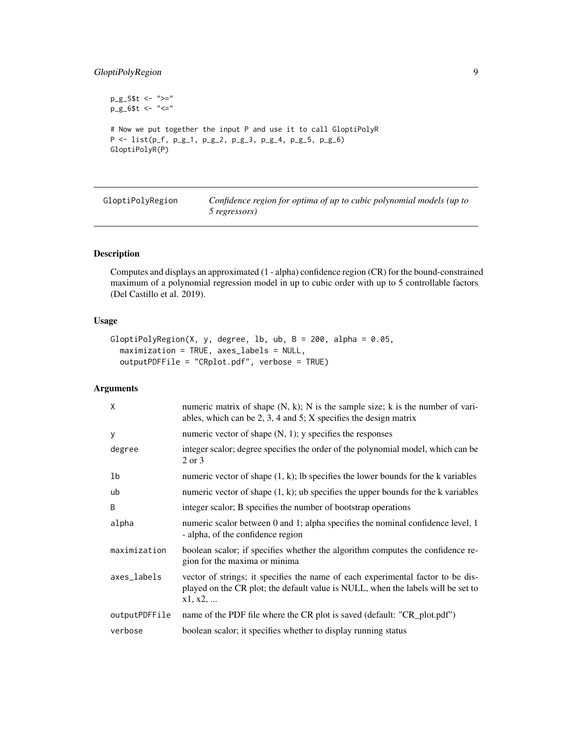```
p_g_5$t <- ">="
p_g_6$t <- "<="

# Now we put together the input P and use it to call GloptiPolyR
P <- list(p_f, p_g_1, p_g_2, p_g_3, p_g_4, p_g_5, p_g_6)
GloptiPolyR(P)
```

## GloptiPolyRegion — *Confidence region for optima of up to cubic polynomial models (up to 5 regressors)*

### Description

Computes and displays an approximated (1 - alpha) confidence region (CR) for the bound-constrained maximum of a polynomial regression model in up to cubic order with up to 5 controllable factors (Del Castillo et al. 2019).

### Usage

```
GloptiPolyRegion(X, y, degree, lb, ub, B = 200, alpha = 0.05,
  maximization = TRUE, axes_labels = NULL,
  outputPDFFile = "CRplot.pdf", verbose = TRUE)
```

### Arguments

| Argument | Description |
| --- | --- |
| X | numeric matrix of shape (N, k); N is the sample size; k is the number of variables, which can be 2, 3, 4 and 5; X specifies the design matrix |
| y | numeric vector of shape (N, 1); y specifies the responses |
| degree | integer scalor; degree specifies the order of the polynomial model, which can be 2 or 3 |
| lb | numeric vector of shape (1, k); lb specifies the lower bounds for the k variables |
| ub | numeric vector of shape (1, k); ub specifies the upper bounds for the k variables |
| B | integer scalor; B specifies the number of bootstrap operations |
| alpha | numeric scalor between 0 and 1; alpha specifies the nominal confidence level, 1 - alpha, of the confidence region |
| maximization | boolean scalor; if specifies whether the algorithm computes the confidence region for the maxima or minima |
| axes_labels | vector of strings; it specifies the name of each experimental factor to be displayed on the CR plot; the default value is NULL, when the labels will be set to x1, x2, ... |
| outputPDFFile | name of the PDF file where the CR plot is saved (default: "CR_plot.pdf") |
| verbose | boolean scalor; it specifies whether to display running status |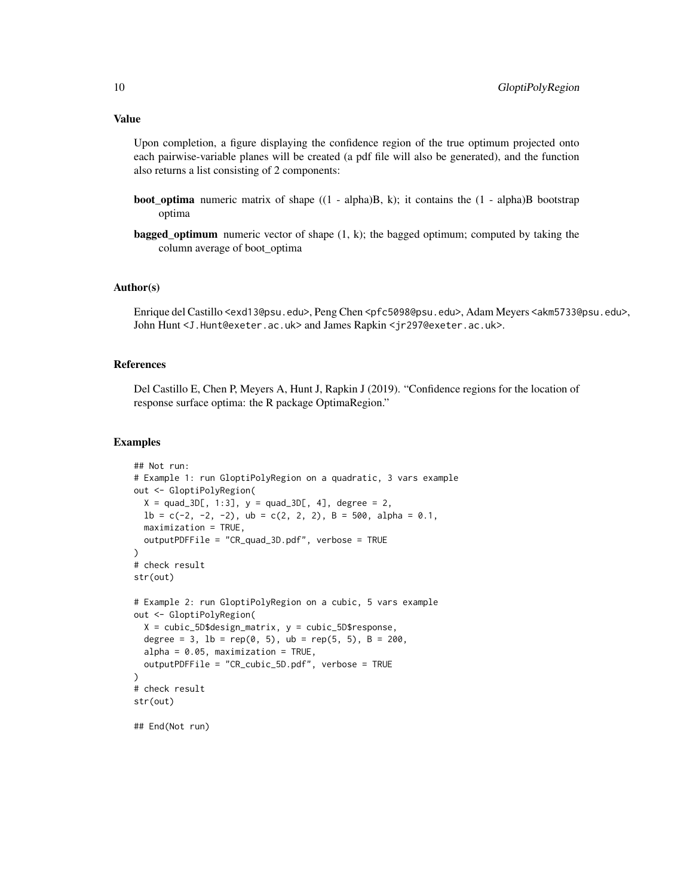### Value

Upon completion, a figure displaying the confidence region of the true optimum projected onto each pairwise-variable planes will be created (a pdf file will also be generated), and the function also returns a list consisting of 2 components:

**boot_optima** numeric matrix of shape ((1 - alpha)B, k); it contains the (1 - alpha)B bootstrap optima

**bagged_optimum** numeric vector of shape (1, k); the bagged optimum; computed by taking the column average of boot_optima

### Author(s)

Enrique del Castillo <exd13@psu.edu>, Peng Chen <pfc5098@psu.edu>, Adam Meyers <akm5733@psu.edu>, John Hunt <J.Hunt@exeter.ac.uk> and James Rapkin <jr297@exeter.ac.uk>.

### References

Del Castillo E, Chen P, Meyers A, Hunt J, Rapkin J (2019). "Confidence regions for the location of response surface optima: the R package OptimaRegion."

### Examples

```
## Not run:
# Example 1: run GloptiPolyRegion on a quadratic, 3 vars example
out <- GloptiPolyRegion(
  X = quad_3D[, 1:3], y = quad_3D[, 4], degree = 2,
  lb = c(-2, -2, -2), ub = c(2, 2, 2), B = 500, alpha = 0.1,
  maximization = TRUE,
  outputPDFFile = "CR_quad_3D.pdf", verbose = TRUE
)
# check result
str(out)

# Example 2: run GloptiPolyRegion on a cubic, 5 vars example
out <- GloptiPolyRegion(
  X = cubic_5D$design_matrix, y = cubic_5D$response,
  degree = 3, lb = rep(0, 5), ub = rep(5, 5), B = 200,
  alpha = 0.05, maximization = TRUE,
  outputPDFFile = "CR_cubic_5D.pdf", verbose = TRUE
)
# check result
str(out)

## End(Not run)
```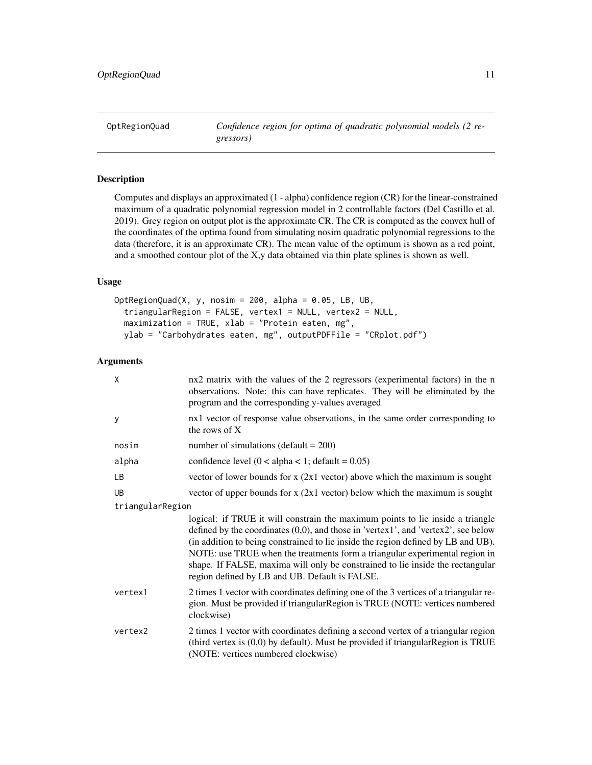OptRegionQuad    *Confidence region for optima of quadratic polynomial models (2 regressors)*

## Description

Computes and displays an approximated (1 - alpha) confidence region (CR) for the linear-constrained maximum of a quadratic polynomial regression model in 2 controllable factors (Del Castillo et al. 2019). Grey region on output plot is the approximate CR. The CR is computed as the convex hull of the coordinates of the optima found from simulating nosim quadratic polynomial regressions to the data (therefore, it is an approximate CR). The mean value of the optimum is shown as a red point, and a smoothed contour plot of the X,y data obtained via thin plate splines is shown as well.

## Usage

```
OptRegionQuad(X, y, nosim = 200, alpha = 0.05, LB, UB,
  triangularRegion = FALSE, vertex1 = NULL, vertex2 = NULL,
  maximization = TRUE, xlab = "Protein eaten, mg",
  ylab = "Carbohydrates eaten, mg", outputPDFFile = "CRplot.pdf")
```

## Arguments

| | |
|---|---|
| X | nx2 matrix with the values of the 2 regressors (experimental factors) in the n observations. Note: this can have replicates. They will be eliminated by the program and the corresponding y-values averaged |
| y | nx1 vector of response value observations, in the same order corresponding to the rows of X |
| nosim | number of simulations (default = 200) |
| alpha | confidence level (0 < alpha < 1; default = 0.05) |
| LB | vector of lower bounds for x (2x1 vector) above which the maximum is sought |
| UB | vector of upper bounds for x (2x1 vector) below which the maximum is sought |
| triangularRegion | logical: if TRUE it will constrain the maximum points to lie inside a triangle defined by the coordinates (0,0), and those in 'vertex1', and 'vertex2', see below (in addition to being constrained to lie inside the region defined by LB and UB). NOTE: use TRUE when the treatments form a triangular experimental region in shape. If FALSE, maxima will only be constrained to lie inside the rectangular region defined by LB and UB. Default is FALSE. |
| vertex1 | 2 times 1 vector with coordinates defining one of the 3 vertices of a triangular region. Must be provided if triangularRegion is TRUE (NOTE: vertices numbered clockwise) |
| vertex2 | 2 times 1 vector with coordinates defining a second vertex of a triangular region (third vertex is (0,0) by default). Must be provided if triangularRegion is TRUE (NOTE: vertices numbered clockwise) |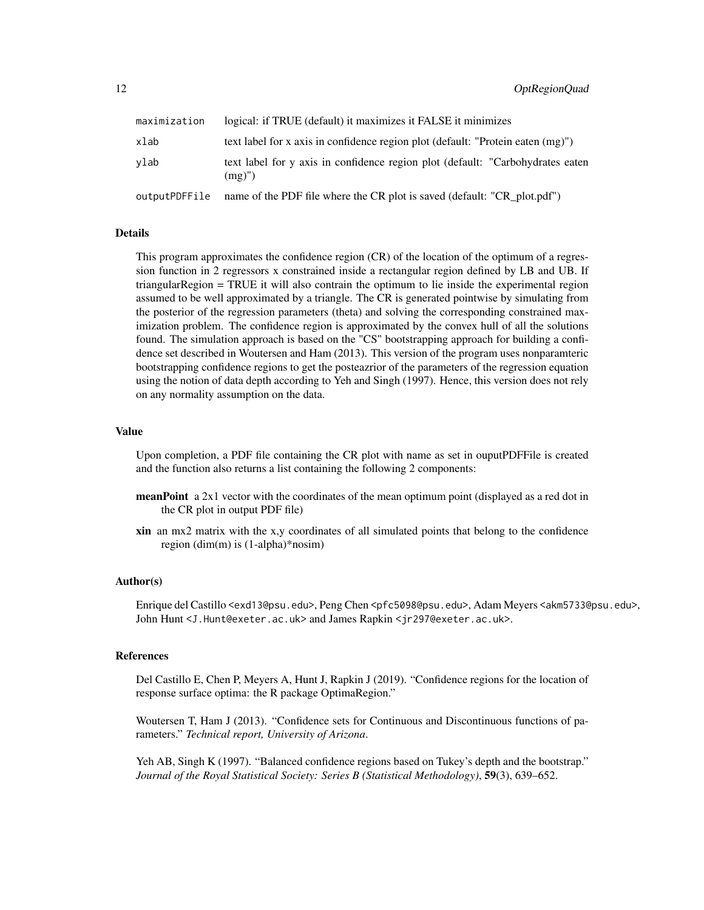| | |
|---|---|
| maximization | logical: if TRUE (default) it maximizes it FALSE it minimizes |
| xlab | text label for x axis in confidence region plot (default: "Protein eaten (mg)") |
| ylab | text label for y axis in confidence region plot (default: "Carbohydrates eaten (mg)") |
| outputPDFFile | name of the PDF file where the CR plot is saved (default: "CR_plot.pdf") |

### Details

This program approximates the confidence region (CR) of the location of the optimum of a regression function in 2 regressors x constrained inside a rectangular region defined by LB and UB. If triangularRegion = TRUE it will also contrain the optimum to lie inside the experimental region assumed to be well approximated by a triangle. The CR is generated pointwise by simulating from the posterior of the regression parameters (theta) and solving the corresponding constrained maximization problem. The confidence region is approximated by the convex hull of all the solutions found. The simulation approach is based on the "CS" bootstrapping approach for building a confidence set described in Woutersen and Ham (2013). This version of the program uses nonparamteric bootstrapping confidence regions to get the posteazrior of the parameters of the regression equation using the notion of data depth according to Yeh and Singh (1997). Hence, this version does not rely on any normality assumption on the data.

### Value

Upon completion, a PDF file containing the CR plot with name as set in ouputPDFFile is created and the function also returns a list containing the following 2 components:

**meanPoint** a 2x1 vector with the coordinates of the mean optimum point (displayed as a red dot in the CR plot in output PDF file)

**xin** an mx2 matrix with the x,y coordinates of all simulated points that belong to the confidence region (dim(m) is (1-alpha)*nosim)

### Author(s)

Enrique del Castillo <exd13@psu.edu>, Peng Chen <pfc5098@psu.edu>, Adam Meyers <akm5733@psu.edu>, John Hunt <J.Hunt@exeter.ac.uk> and James Rapkin <jr297@exeter.ac.uk>.

### References

Del Castillo E, Chen P, Meyers A, Hunt J, Rapkin J (2019). "Confidence regions for the location of response surface optima: the R package OptimaRegion."

Woutersen T, Ham J (2013). "Confidence sets for Continuous and Discontinuous functions of parameters." *Technical report, University of Arizona*.

Yeh AB, Singh K (1997). "Balanced confidence regions based on Tukey's depth and the bootstrap." *Journal of the Royal Statistical Society: Series B (Statistical Methodology)*, **59**(3), 639–652.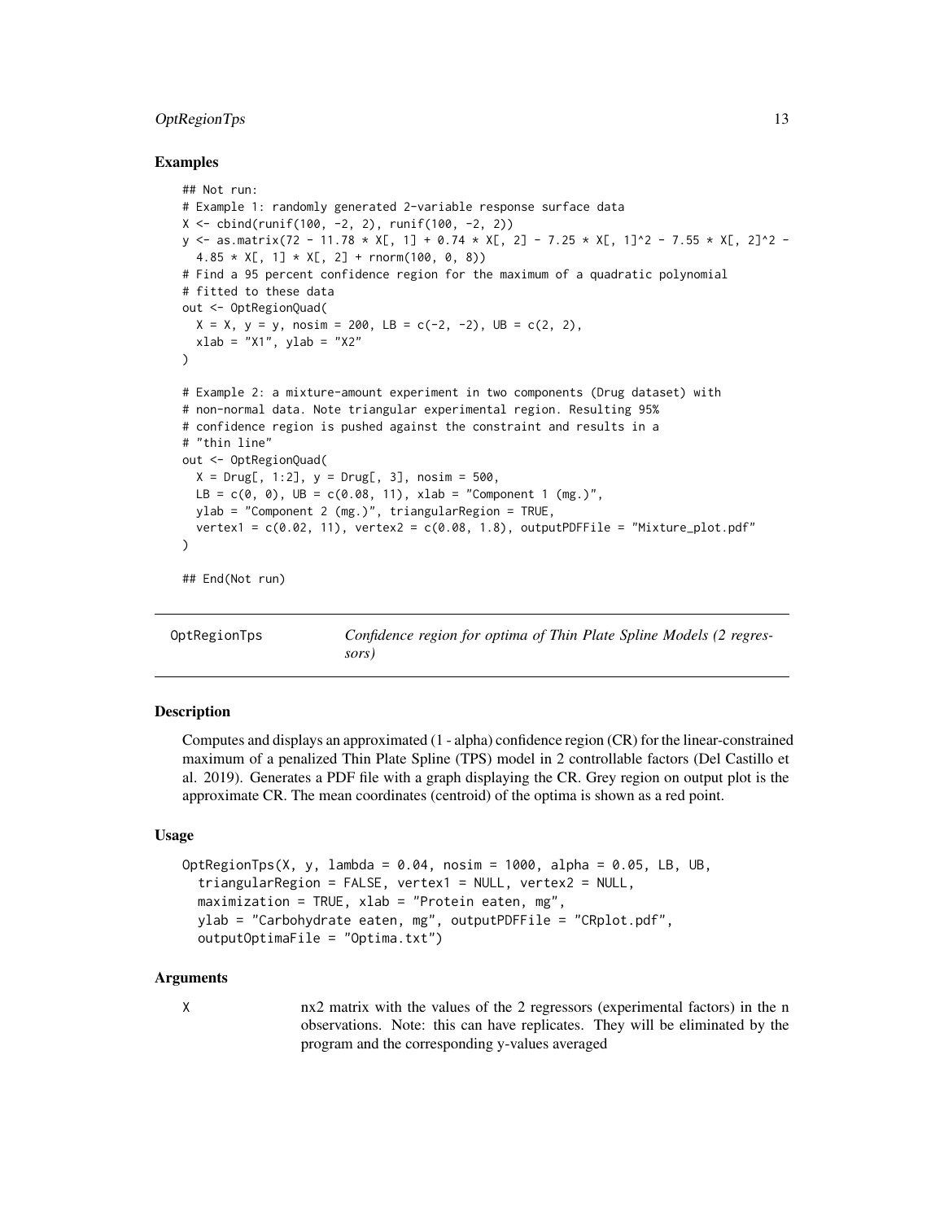### Examples

```
## Not run:
# Example 1: randomly generated 2-variable response surface data
X <- cbind(runif(100, -2, 2), runif(100, -2, 2))
y <- as.matrix(72 - 11.78 * X[, 1] + 0.74 * X[, 2] - 7.25 * X[, 1]^2 - 7.55 * X[, 2]^2 -
  4.85 * X[, 1] * X[, 2] + rnorm(100, 0, 8))
# Find a 95 percent confidence region for the maximum of a quadratic polynomial
# fitted to these data
out <- OptRegionQuad(
  X = X, y = y, nosim = 200, LB = c(-2, -2), UB = c(2, 2),
  xlab = "X1", ylab = "X2"
)

# Example 2: a mixture-amount experiment in two components (Drug dataset) with
# non-normal data. Note triangular experimental region. Resulting 95%
# confidence region is pushed against the constraint and results in a
# "thin line"
out <- OptRegionQuad(
  X = Drug[, 1:2], y = Drug[, 3], nosim = 500,
  LB = c(0, 0), UB = c(0.08, 11), xlab = "Component 1 (mg.)",
  ylab = "Component 2 (mg.)", triangularRegion = TRUE,
  vertex1 = c(0.02, 11), vertex2 = c(0.08, 1.8), outputPDFFile = "Mixture_plot.pdf"
)

## End(Not run)
```

---

## OptRegionTps — *Confidence region for optima of Thin Plate Spline Models (2 regressors)*

---

### Description

Computes and displays an approximated (1 - alpha) confidence region (CR) for the linear-constrained maximum of a penalized Thin Plate Spline (TPS) model in 2 controllable factors (Del Castillo et al. 2019). Generates a PDF file with a graph displaying the CR. Grey region on output plot is the approximate CR. The mean coordinates (centroid) of the optima is shown as a red point.

### Usage

```
OptRegionTps(X, y, lambda = 0.04, nosim = 1000, alpha = 0.05, LB, UB,
  triangularRegion = FALSE, vertex1 = NULL, vertex2 = NULL,
  maximization = TRUE, xlab = "Protein eaten, mg",
  ylab = "Carbohydrate eaten, mg", outputPDFFile = "CRplot.pdf",
  outputOptimaFile = "Optima.txt")
```

### Arguments

| | |
|---|---|
| `X` | nx2 matrix with the values of the 2 regressors (experimental factors) in the n observations. Note: this can have replicates. They will be eliminated by the program and the corresponding y-values averaged |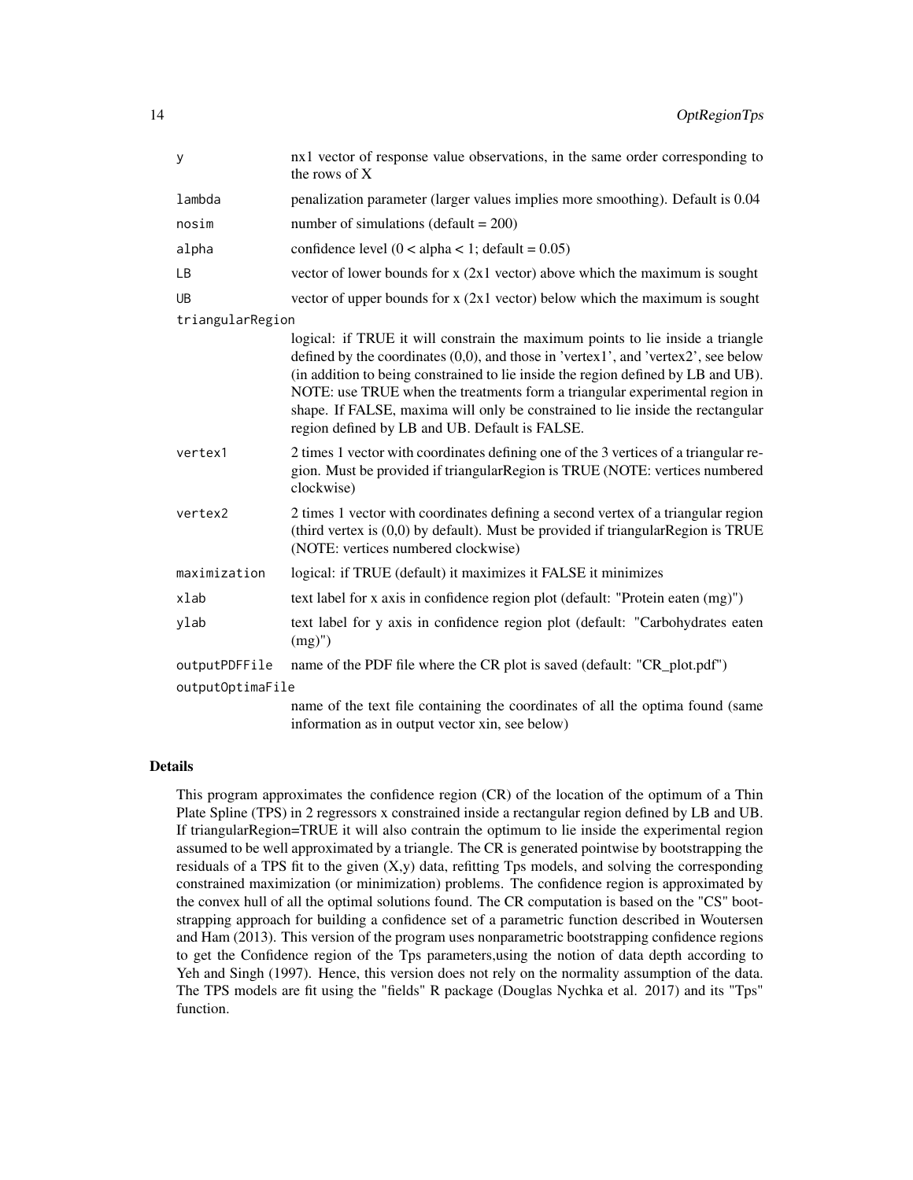| | |
|---|---|
| y | nx1 vector of response value observations, in the same order corresponding to the rows of X |
| lambda | penalization parameter (larger values implies more smoothing). Default is 0.04 |
| nosim | number of simulations (default = 200) |
| alpha | confidence level (0 < alpha < 1; default = 0.05) |
| LB | vector of lower bounds for x (2x1 vector) above which the maximum is sought |
| UB | vector of upper bounds for x (2x1 vector) below which the maximum is sought |
| triangularRegion | logical: if TRUE it will constrain the maximum points to lie inside a triangle defined by the coordinates (0,0), and those in 'vertex1', and 'vertex2', see below (in addition to being constrained to lie inside the region defined by LB and UB). NOTE: use TRUE when the treatments form a triangular experimental region in shape. If FALSE, maxima will only be constrained to lie inside the rectangular region defined by LB and UB. Default is FALSE. |
| vertex1 | 2 times 1 vector with coordinates defining one of the 3 vertices of a triangular region. Must be provided if triangularRegion is TRUE (NOTE: vertices numbered clockwise) |
| vertex2 | 2 times 1 vector with coordinates defining a second vertex of a triangular region (third vertex is (0,0) by default). Must be provided if triangularRegion is TRUE (NOTE: vertices numbered clockwise) |
| maximization | logical: if TRUE (default) it maximizes it FALSE it minimizes |
| xlab | text label for x axis in confidence region plot (default: "Protein eaten (mg)") |
| ylab | text label for y axis in confidence region plot (default: "Carbohydrates eaten (mg)") |
| outputPDFFile | name of the PDF file where the CR plot is saved (default: "CR_plot.pdf") |
| outputOptimaFile | name of the text file containing the coordinates of all the optima found (same information as in output vector xin, see below) |

## Details

This program approximates the confidence region (CR) of the location of the optimum of a Thin Plate Spline (TPS) in 2 regressors x constrained inside a rectangular region defined by LB and UB. If triangularRegion=TRUE it will also contrain the optimum to lie inside the experimental region assumed to be well approximated by a triangle. The CR is generated pointwise by bootstrapping the residuals of a TPS fit to the given (X,y) data, refitting Tps models, and solving the corresponding constrained maximization (or minimization) problems. The confidence region is approximated by the convex hull of all the optimal solutions found. The CR computation is based on the "CS" bootstrapping approach for building a confidence set of a parametric function described in Woutersen and Ham (2013). This version of the program uses nonparametric bootstrapping confidence regions to get the Confidence region of the Tps parameters,using the notion of data depth according to Yeh and Singh (1997). Hence, this version does not rely on the normality assumption of the data. The TPS models are fit using the "fields" R package (Douglas Nychka et al. 2017) and its "Tps" function.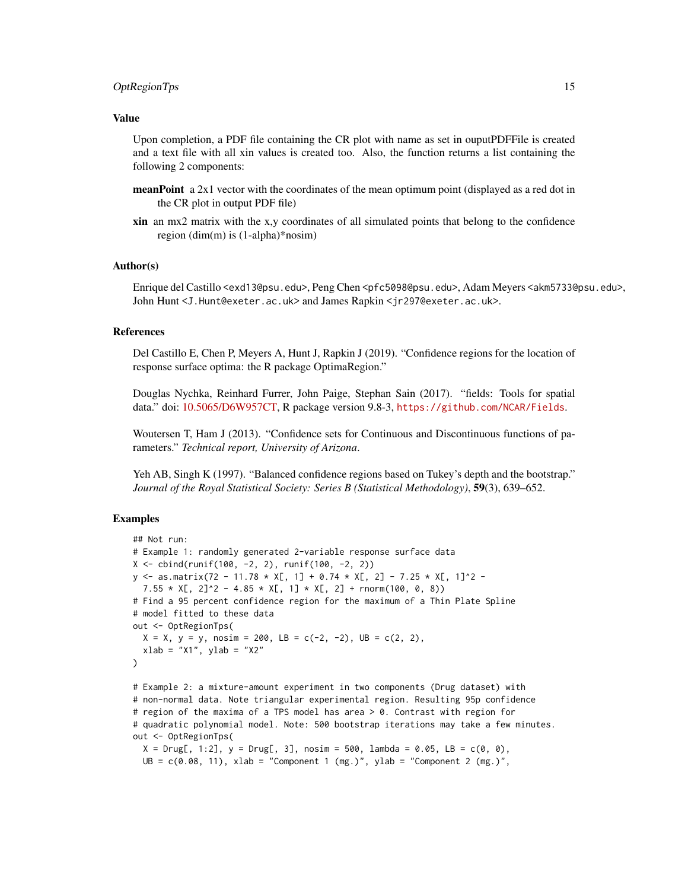## Value

Upon completion, a PDF file containing the CR plot with name as set in ouputPDFFile is created and a text file with all xin values is created too. Also, the function returns a list containing the following 2 components:

**meanPoint** a 2x1 vector with the coordinates of the mean optimum point (displayed as a red dot in the CR plot in output PDF file)

**xin** an mx2 matrix with the x,y coordinates of all simulated points that belong to the confidence region (dim(m) is (1-alpha)*nosim)

## Author(s)

Enrique del Castillo <exd13@psu.edu>, Peng Chen <pfc5098@psu.edu>, Adam Meyers <akm5733@psu.edu>, John Hunt <J.Hunt@exeter.ac.uk> and James Rapkin <jr297@exeter.ac.uk>.

## References

Del Castillo E, Chen P, Meyers A, Hunt J, Rapkin J (2019). "Confidence regions for the location of response surface optima: the R package OptimaRegion."

Douglas Nychka, Reinhard Furrer, John Paige, Stephan Sain (2017). "fields: Tools for spatial data." doi: 10.5065/D6W957CT, R package version 9.8-3, https://github.com/NCAR/Fields.

Woutersen T, Ham J (2013). "Confidence sets for Continuous and Discontinuous functions of parameters." *Technical report, University of Arizona*.

Yeh AB, Singh K (1997). "Balanced confidence regions based on Tukey's depth and the bootstrap." *Journal of the Royal Statistical Society: Series B (Statistical Methodology)*, **59**(3), 639–652.

## Examples

```
## Not run:
# Example 1: randomly generated 2-variable response surface data
X <- cbind(runif(100, -2, 2), runif(100, -2, 2))
y <- as.matrix(72 - 11.78 * X[, 1] + 0.74 * X[, 2] - 7.25 * X[, 1]^2 -
  7.55 * X[, 2]^2 - 4.85 * X[, 1] * X[, 2] + rnorm(100, 0, 8))
# Find a 95 percent confidence region for the maximum of a Thin Plate Spline
# model fitted to these data
out <- OptRegionTps(
  X = X, y = y, nosim = 200, LB = c(-2, -2), UB = c(2, 2),
  xlab = "X1", ylab = "X2"
)

# Example 2: a mixture-amount experiment in two components (Drug dataset) with
# non-normal data. Note triangular experimental region. Resulting 95p confidence
# region of the maxima of a TPS model has area > 0. Contrast with region for
# quadratic polynomial model. Note: 500 bootstrap iterations may take a few minutes.
out <- OptRegionTps(
  X = Drug[, 1:2], y = Drug[, 3], nosim = 500, lambda = 0.05, LB = c(0, 0),
  UB = c(0.08, 11), xlab = "Component 1 (mg.)", ylab = "Component 2 (mg.)",
```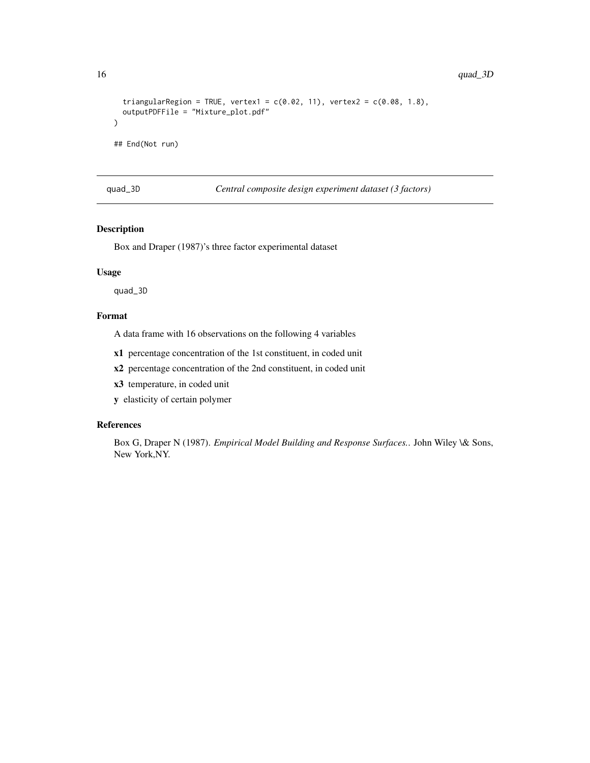```
  triangularRegion = TRUE, vertex1 = c(0.02, 11), vertex2 = c(0.08, 1.8),
  outputPDFFile = "Mixture_plot.pdf"
)

## End(Not run)
```

## quad_3D — *Central composite design experiment dataset (3 factors)*

### Description

Box and Draper (1987)'s three factor experimental dataset

### Usage

```
quad_3D
```

### Format

A data frame with 16 observations on the following 4 variables

- **x1** percentage concentration of the 1st constituent, in coded unit
- **x2** percentage concentration of the 2nd constituent, in coded unit
- **x3** temperature, in coded unit
- **y** elasticity of certain polymer

### References

Box G, Draper N (1987). *Empirical Model Building and Response Surfaces.*. John Wiley \& Sons, New York,NY.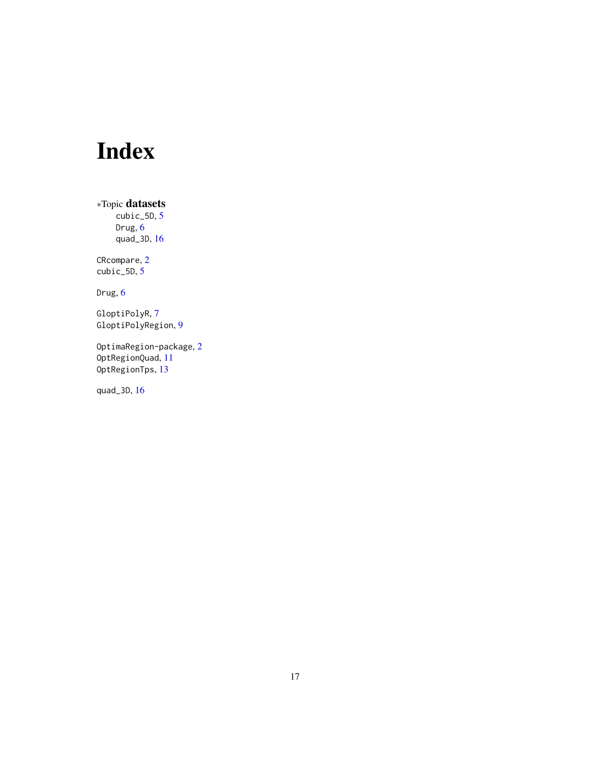# Index

*Topic **datasets**
  cubic_5D, 5
  Drug, 6
  quad_3D, 16

CRcompare, 2
cubic_5D, 5

Drug, 6

GloptiPolyR, 7
GloptiPolyRegion, 9

OptimaRegion-package, 2
OptRegionQuad, 11
OptRegionTps, 13

quad_3D, 16